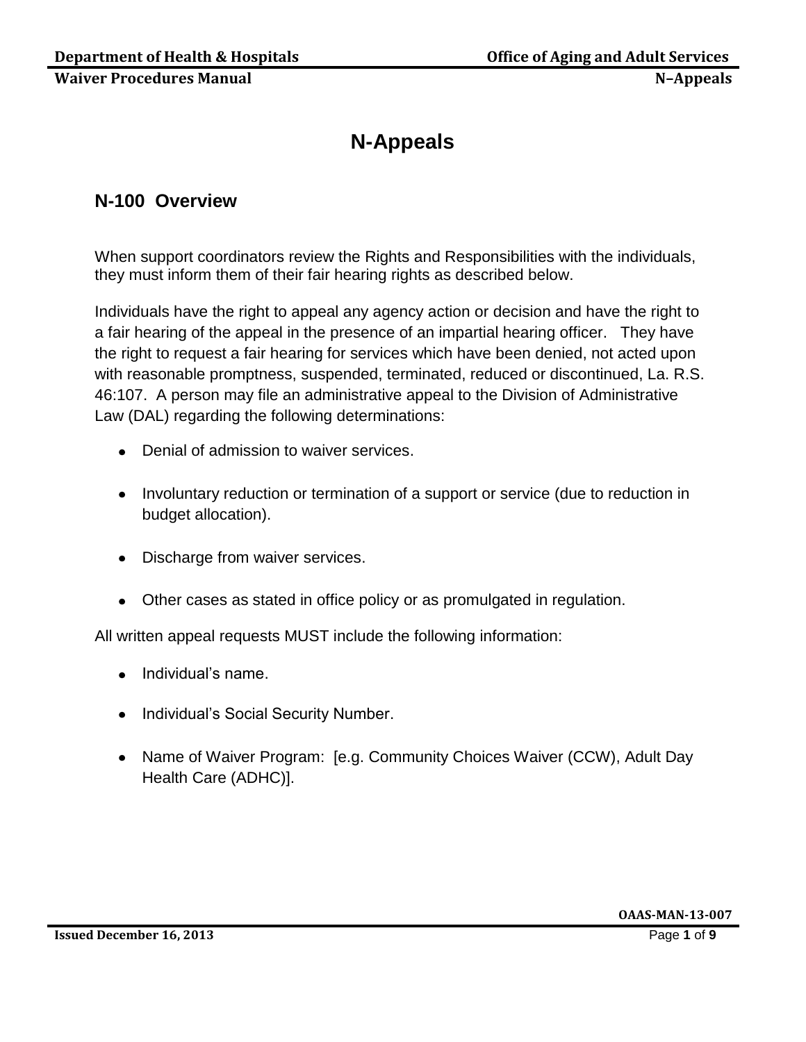# N-Appeals

## N-100 Overview

When support coordinators review the Rights and Responsibilities with the individuals, they must inform them of their fair hearing rights as described below.

Individuals have the right to appeal any agency action or decision and have the right to a fair hearing of the appeal in the presence of an impartial hearing officer. They have the right to request a fair hearing for services which have been denied, not acted upon with reasonable promptness, suspended, terminated, reduced or discontinued, La. R.S. 46:107. A person may file an administrative appeal to the Division of Administrative Law (DAL) regarding the following determinations:

- Denial of admission to waiver services.
- Involuntary reduction or termination of a support or service (due to reduction in budget allocation).
- Discharge from waiver services.
- Other cases as stated in office policy or as promulgated in regulation.

All written appeal requests MUST include the following information:

- Individual's name.
- Individual's Social Security Number.
- Name of Waiver Program: [e.g. Community Choices Waiver (CCW), Adult Day Health Care (ADHC)].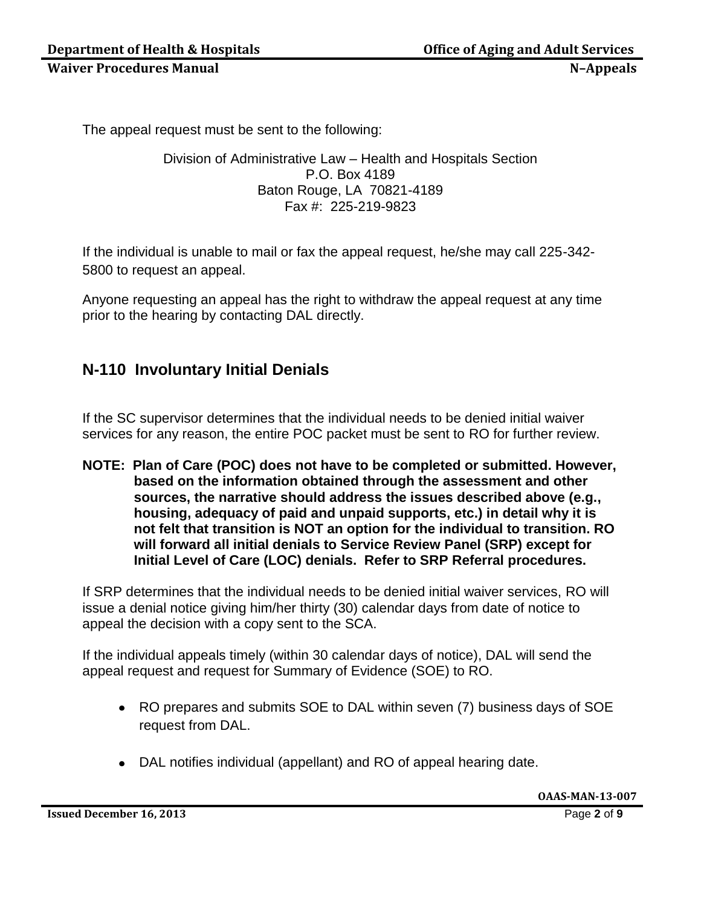The appeal request must be sent to the following:

Division of Administrative Law – Health and Hospitals Section  
P.O. Box 4189  
Baton Rouge, LA 70821-4189  
Fax #: 225-219-9823

If the individual is unable to mail or fax the appeal request, he/she may call 225-342-5800 to request an appeal.

Anyone requesting an appeal has the right to withdraw the appeal request at any time prior to the hearing by contacting DAL directly.

## N-110 Involuntary Initial Denials

If the SC supervisor determines that the individual needs to be denied initial waiver services for any reason, the entire POC packet must be sent to RO for further review.

**NOTE: Plan of Care (POC) does not have to be completed or submitted. However, based on the information obtained through the assessment and other sources, the narrative should address the issues described above (e.g., housing, adequacy of paid and unpaid supports, etc.) in detail why it is not felt that transition is NOT an option for the individual to transition. RO will forward all initial denials to Service Review Panel (SRP) except for Initial Level of Care (LOC) denials. Refer to SRP Referral procedures.**

If SRP determines that the individual needs to be denied initial waiver services, RO will issue a denial notice giving him/her thirty (30) calendar days from date of notice to appeal the decision with a copy sent to the SCA.

If the individual appeals timely (within 30 calendar days of notice), DAL will send the appeal request and request for Summary of Evidence (SOE) to RO.

- RO prepares and submits SOE to DAL within seven (7) business days of SOE request from DAL.
- DAL notifies individual (appellant) and RO of appeal hearing date.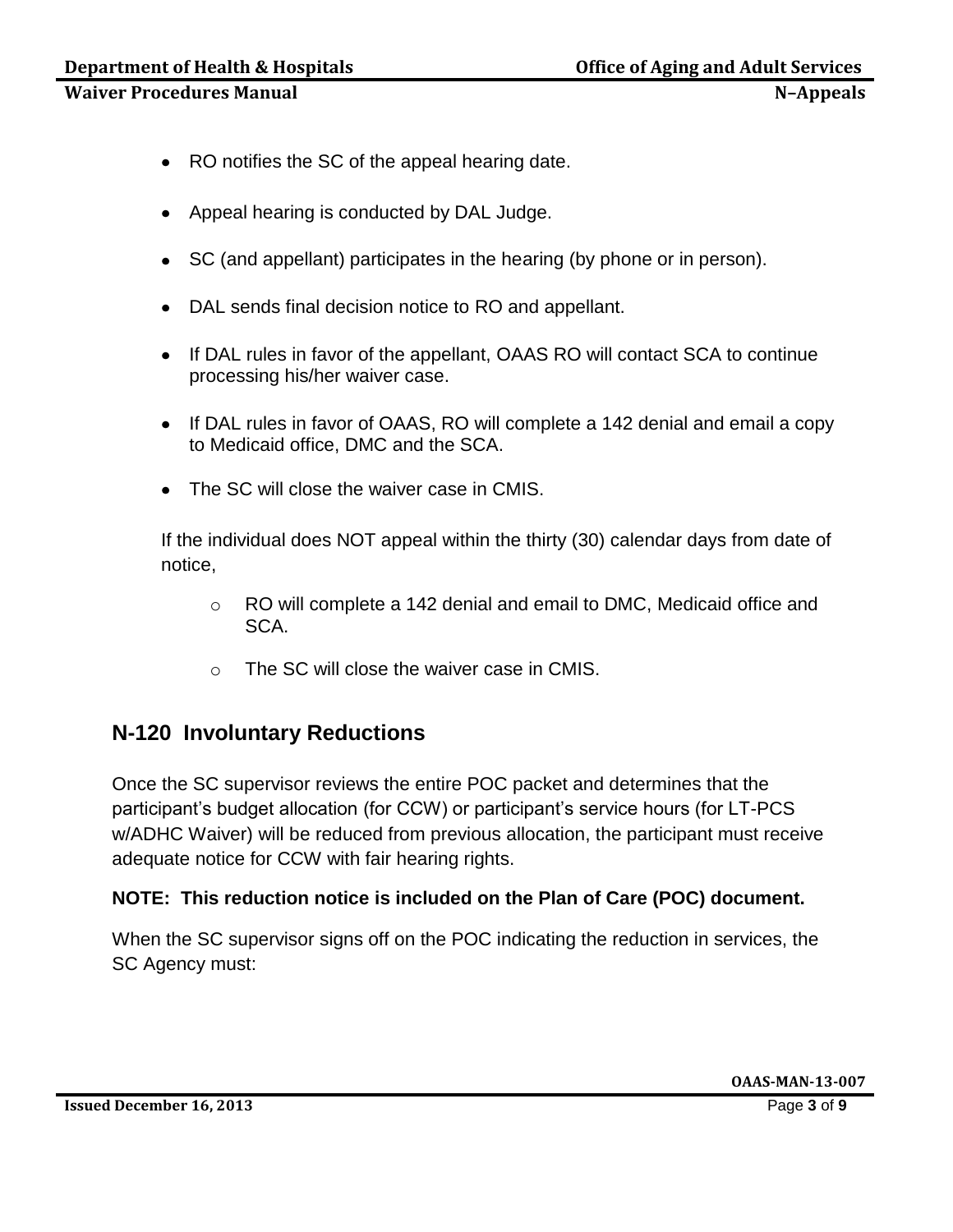- RO notifies the SC of the appeal hearing date.
- Appeal hearing is conducted by DAL Judge.
- SC (and appellant) participates in the hearing (by phone or in person).
- DAL sends final decision notice to RO and appellant.
- If DAL rules in favor of the appellant, OAAS RO will contact SCA to continue processing his/her waiver case.
- If DAL rules in favor of OAAS, RO will complete a 142 denial and email a copy to Medicaid office, DMC and the SCA.
- The SC will close the waiver case in CMIS.

If the individual does NOT appeal within the thirty (30) calendar days from date of notice,

- RO will complete a 142 denial and email to DMC, Medicaid office and SCA.
- The SC will close the waiver case in CMIS.

## N-120 Involuntary Reductions

Once the SC supervisor reviews the entire POC packet and determines that the participant's budget allocation (for CCW) or participant's service hours (for LT-PCS w/ADHC Waiver) will be reduced from previous allocation, the participant must receive adequate notice for CCW with fair hearing rights.

**NOTE: This reduction notice is included on the Plan of Care (POC) document.**

When the SC supervisor signs off on the POC indicating the reduction in services, the SC Agency must: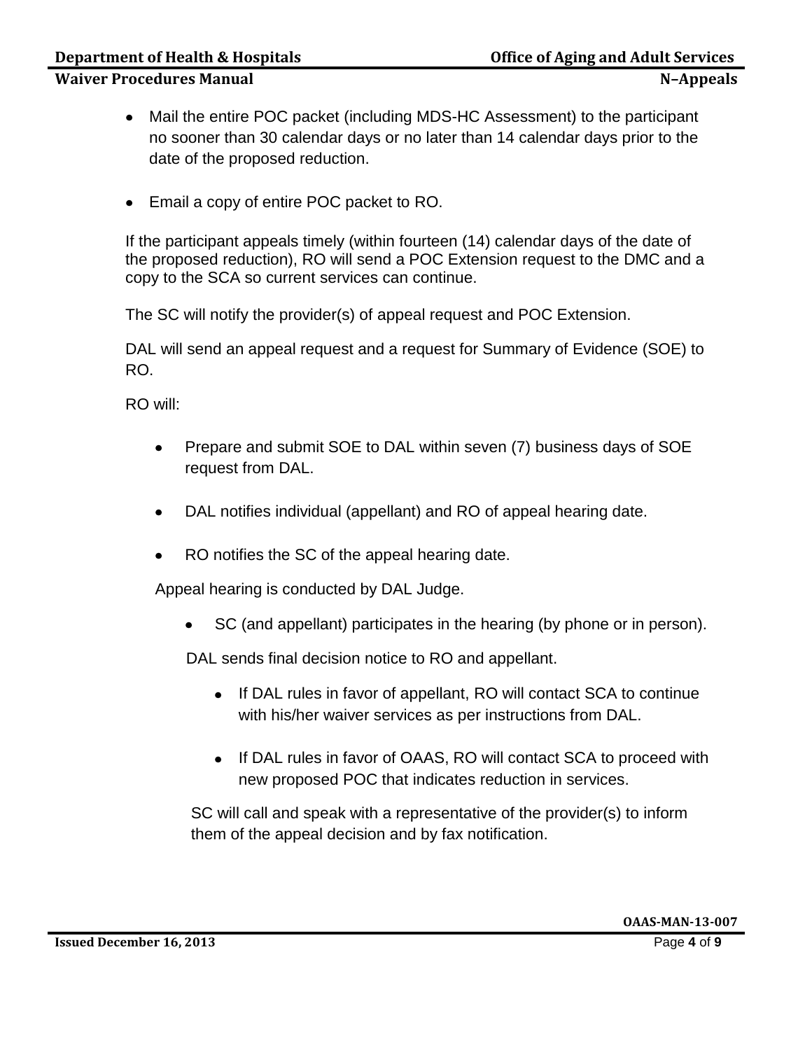- Mail the entire POC packet (including MDS-HC Assessment) to the participant no sooner than 30 calendar days or no later than 14 calendar days prior to the date of the proposed reduction.

- Email a copy of entire POC packet to RO.

If the participant appeals timely (within fourteen (14) calendar days of the date of the proposed reduction), RO will send a POC Extension request to the DMC and a copy to the SCA so current services can continue.

The SC will notify the provider(s) of appeal request and POC Extension.

DAL will send an appeal request and a request for Summary of Evidence (SOE) to RO.

RO will:

- Prepare and submit SOE to DAL within seven (7) business days of SOE request from DAL.

- DAL notifies individual (appellant) and RO of appeal hearing date.

- RO notifies the SC of the appeal hearing date.

Appeal hearing is conducted by DAL Judge.

- SC (and appellant) participates in the hearing (by phone or in person).

DAL sends final decision notice to RO and appellant.

- If DAL rules in favor of appellant, RO will contact SCA to continue with his/her waiver services as per instructions from DAL.

- If DAL rules in favor of OAAS, RO will contact SCA to proceed with new proposed POC that indicates reduction in services.

SC will call and speak with a representative of the provider(s) to inform them of the appeal decision and by fax notification.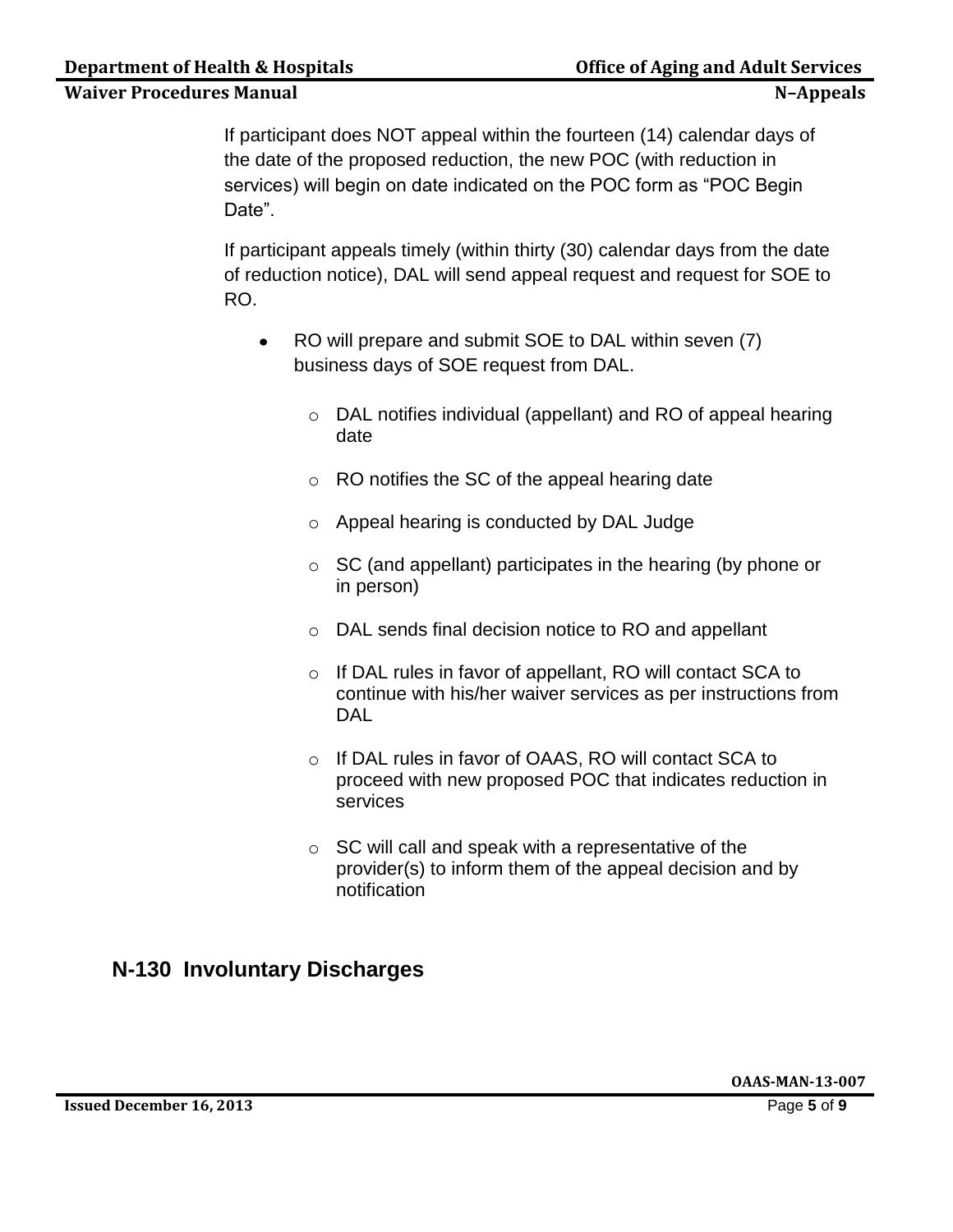If participant does NOT appeal within the fourteen (14) calendar days of the date of the proposed reduction, the new POC (with reduction in services) will begin on date indicated on the POC form as “POC Begin Date”.

If participant appeals timely (within thirty (30) calendar days from the date of reduction notice), DAL will send appeal request and request for SOE to RO.

- RO will prepare and submit SOE to DAL within seven (7) business days of SOE request from DAL.
    - DAL notifies individual (appellant) and RO of appeal hearing date
    - RO notifies the SC of the appeal hearing date
    - Appeal hearing is conducted by DAL Judge
    - SC (and appellant) participates in the hearing (by phone or in person)
    - DAL sends final decision notice to RO and appellant
    - If DAL rules in favor of appellant, RO will contact SCA to continue with his/her waiver services as per instructions from DAL
    - If DAL rules in favor of OAAS, RO will contact SCA to proceed with new proposed POC that indicates reduction in services
    - SC will call and speak with a representative of the provider(s) to inform them of the appeal decision and by notification

## N-130 Involuntary Discharges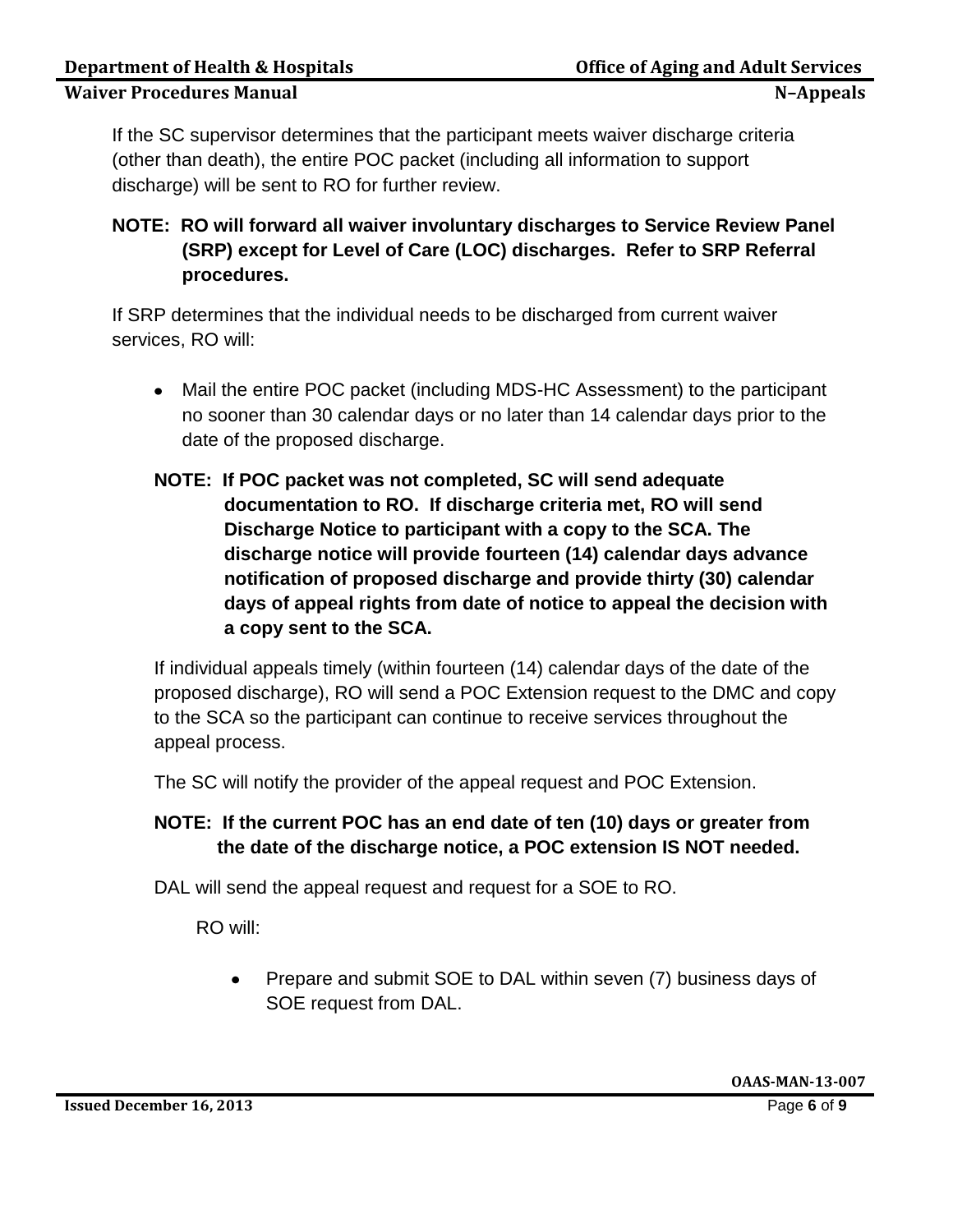If the SC supervisor determines that the participant meets waiver discharge criteria (other than death), the entire POC packet (including all information to support discharge) will be sent to RO for further review.

**NOTE: RO will forward all waiver involuntary discharges to Service Review Panel (SRP) except for Level of Care (LOC) discharges. Refer to SRP Referral procedures.**

If SRP determines that the individual needs to be discharged from current waiver services, RO will:

- Mail the entire POC packet (including MDS-HC Assessment) to the participant no sooner than 30 calendar days or no later than 14 calendar days prior to the date of the proposed discharge.

**NOTE: If POC packet was not completed, SC will send adequate documentation to RO. If discharge criteria met, RO will send Discharge Notice to participant with a copy to the SCA. The discharge notice will provide fourteen (14) calendar days advance notification of proposed discharge and provide thirty (30) calendar days of appeal rights from date of notice to appeal the decision with a copy sent to the SCA.**

If individual appeals timely (within fourteen (14) calendar days of the date of the proposed discharge), RO will send a POC Extension request to the DMC and copy to the SCA so the participant can continue to receive services throughout the appeal process.

The SC will notify the provider of the appeal request and POC Extension.

**NOTE: If the current POC has an end date of ten (10) days or greater from the date of the discharge notice, a POC extension IS NOT needed.**

DAL will send the appeal request and request for a SOE to RO.

RO will:

- Prepare and submit SOE to DAL within seven (7) business days of SOE request from DAL.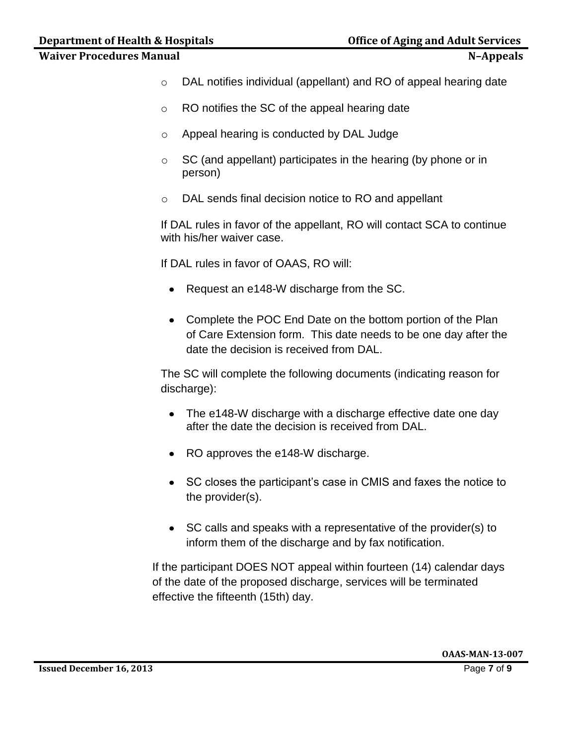- DAL notifies individual (appellant) and RO of appeal hearing date
- RO notifies the SC of the appeal hearing date
- Appeal hearing is conducted by DAL Judge
- SC (and appellant) participates in the hearing (by phone or in person)
- DAL sends final decision notice to RO and appellant

If DAL rules in favor of the appellant, RO will contact SCA to continue with his/her waiver case.

If DAL rules in favor of OAAS, RO will:

- Request an e148-W discharge from the SC.
- Complete the POC End Date on the bottom portion of the Plan of Care Extension form. This date needs to be one day after the date the decision is received from DAL.

The SC will complete the following documents (indicating reason for discharge):

- The e148-W discharge with a discharge effective date one day after the date the decision is received from DAL.
- RO approves the e148-W discharge.
- SC closes the participant's case in CMIS and faxes the notice to the provider(s).
- SC calls and speaks with a representative of the provider(s) to inform them of the discharge and by fax notification.

If the participant DOES NOT appeal within fourteen (14) calendar days of the date of the proposed discharge, services will be terminated effective the fifteenth (15th) day.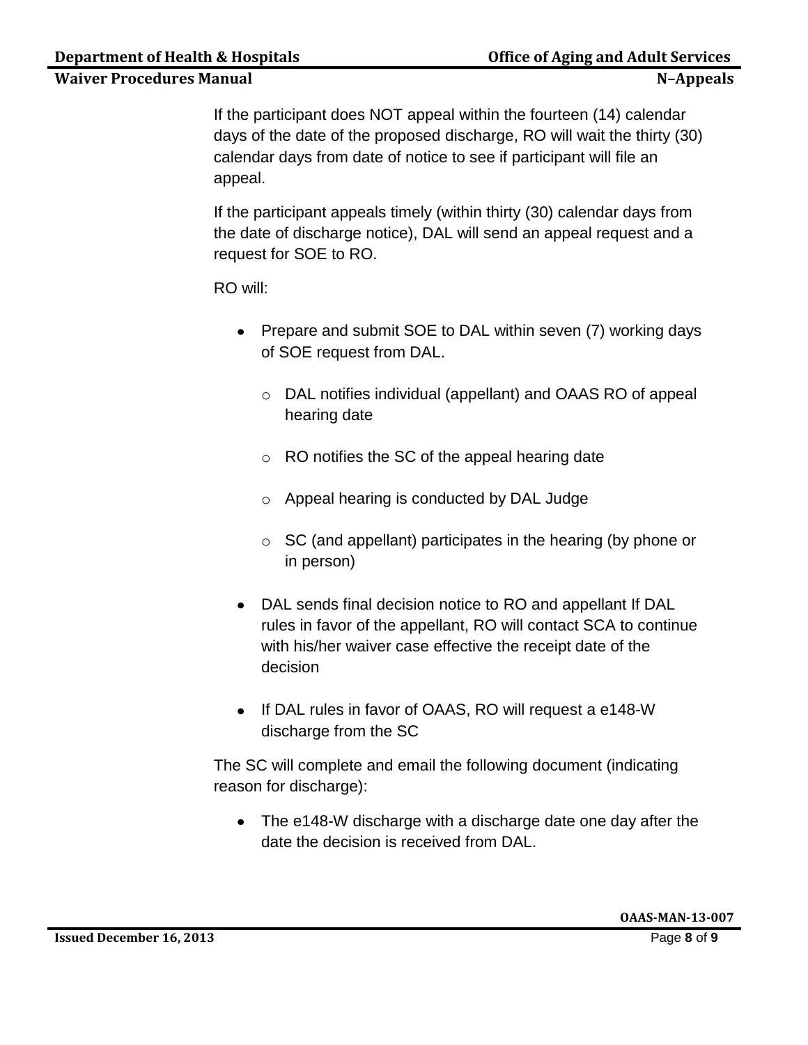If the participant does NOT appeal within the fourteen (14) calendar days of the date of the proposed discharge, RO will wait the thirty (30) calendar days from date of notice to see if participant will file an appeal.

If the participant appeals timely (within thirty (30) calendar days from the date of discharge notice), DAL will send an appeal request and a request for SOE to RO.

RO will:

- Prepare and submit SOE to DAL within seven (7) working days of SOE request from DAL.
    - DAL notifies individual (appellant) and OAAS RO of appeal hearing date
    - RO notifies the SC of the appeal hearing date
    - Appeal hearing is conducted by DAL Judge
    - SC (and appellant) participates in the hearing (by phone or in person)
- DAL sends final decision notice to RO and appellant If DAL rules in favor of the appellant, RO will contact SCA to continue with his/her waiver case effective the receipt date of the decision
- If DAL rules in favor of OAAS, RO will request a e148-W discharge from the SC

The SC will complete and email the following document (indicating reason for discharge):

- The e148-W discharge with a discharge date one day after the date the decision is received from DAL.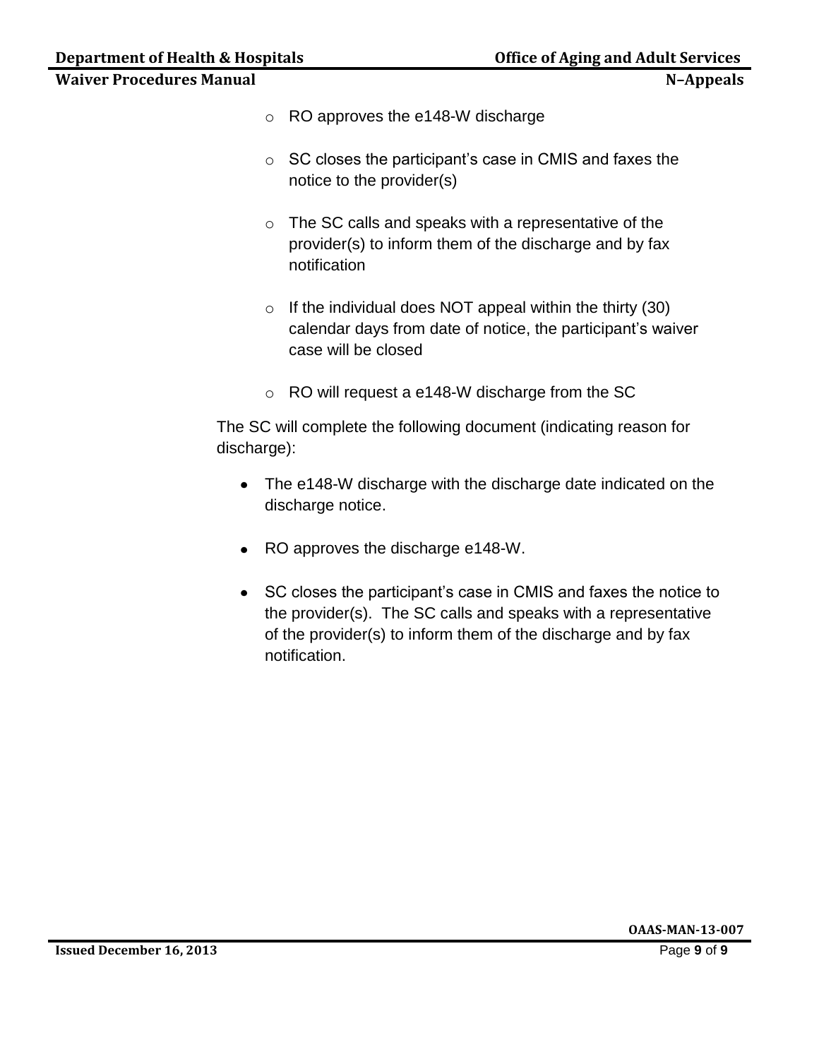- RO approves the e148-W discharge

- SC closes the participant’s case in CMIS and faxes the notice to the provider(s)

- The SC calls and speaks with a representative of the provider(s) to inform them of the discharge and by fax notification

- If the individual does NOT appeal within the thirty (30) calendar days from date of notice, the participant’s waiver case will be closed

- RO will request a e148-W discharge from the SC

The SC will complete the following document (indicating reason for discharge):

- The e148-W discharge with the discharge date indicated on the discharge notice.

- RO approves the discharge e148-W.

- SC closes the participant’s case in CMIS and faxes the notice to the provider(s). The SC calls and speaks with a representative of the provider(s) to inform them of the discharge and by fax notification.